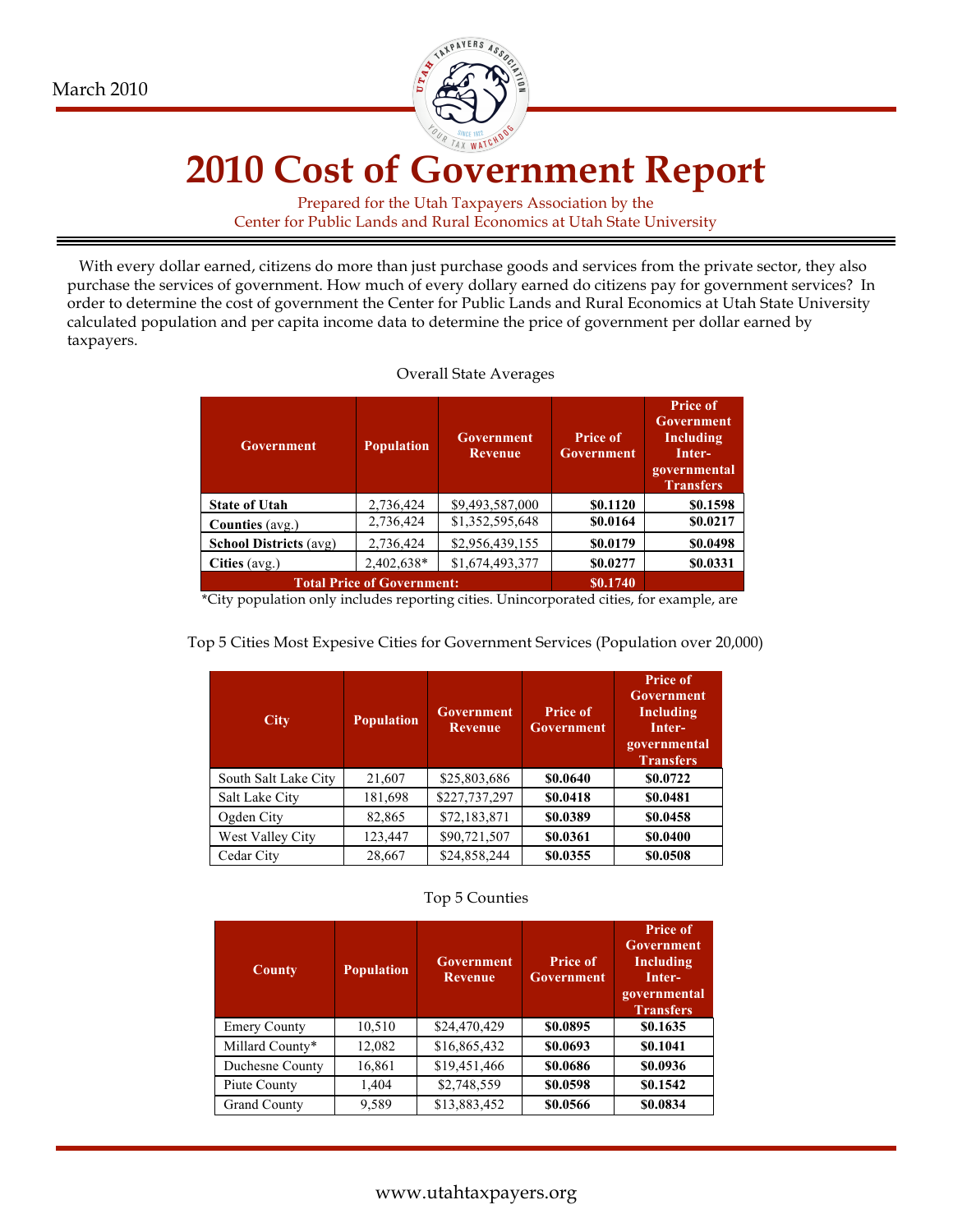March 2010

# 2010 Cost of Government Report

Prepared for the Utah Taxpayers Association by the
Center for Public Lands and Rural Economics at Utah State University

With every dollar earned, citizens do more than just purchase goods and services from the private sector, they also purchase the services of government. How much of every dollary earned do citizens pay for government services? In order to determine the cost of government the Center for Public Lands and Rural Economics at Utah State University calculated population and per capita income data to determine the price of government per dollar earned by taxpayers.

Overall State Averages

| Government | Population | Government Revenue | Price of Government | Price of Government Including Inter-governmental Transfers |
|---|---|---|---|---|
| **State of Utah** | 2,736,424 | $9,493,587,000 | **$0.1120** | **$0.1598** |
| **Counties** (avg.) | 2,736,424 | $1,352,595,648 | **$0.0164** | **$0.0217** |
| **School Districts** (avg) | 2,736,424 | $2,956,439,155 | **$0.0179** | **$0.0498** |
| **Cities** (avg.) | 2,402,638* | $1,674,493,377 | **$0.0277** | **$0.0331** |
| **Total Price of Government:** | | | **$0.1740** | |

*City population only includes reporting cities. Unincorporated cities, for example, are

Top 5 Cities Most Expesive Cities for Government Services (Population over 20,000)

| City | Population | Government Revenue | Price of Government | Price of Government Including Inter-governmental Transfers |
|---|---|---|---|---|
| South Salt Lake City | 21,607 | $25,803,686 | **$0.0640** | **$0.0722** |
| Salt Lake City | 181,698 | $227,737,297 | **$0.0418** | **$0.0481** |
| Ogden City | 82,865 | $72,183,871 | **$0.0389** | **$0.0458** |
| West Valley City | 123,447 | $90,721,507 | **$0.0361** | **$0.0400** |
| Cedar City | 28,667 | $24,858,244 | **$0.0355** | **$0.0508** |

Top 5 Counties

| County | Population | Government Revenue | Price of Government | Price of Government Including Inter-governmental Transfers |
|---|---|---|---|---|
| Emery County | 10,510 | $24,470,429 | **$0.0895** | **$0.1635** |
| Millard County* | 12,082 | $16,865,432 | **$0.0693** | **$0.1041** |
| Duchesne County | 16,861 | $19,451,466 | **$0.0686** | **$0.0936** |
| Piute County | 1,404 | $2,748,559 | **$0.0598** | **$0.1542** |
| Grand County | 9,589 | $13,883,452 | **$0.0566** | **$0.0834** |

www.utahtaxpayers.org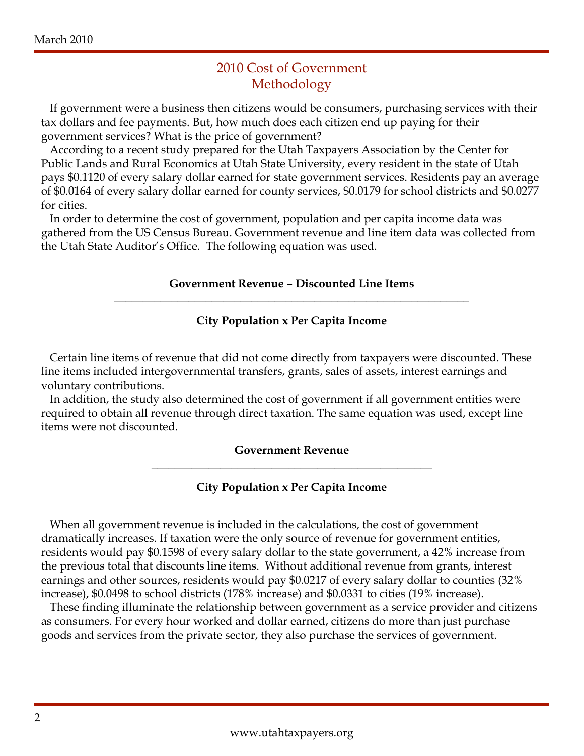# 2010 Cost of Government Methodology

If government were a business then citizens would be consumers, purchasing services with their tax dollars and fee payments. But, how much does each citizen end up paying for their government services? What is the price of government?

According to a recent study prepared for the Utah Taxpayers Association by the Center for Public Lands and Rural Economics at Utah State University, every resident in the state of Utah pays $0.1120 of every salary dollar earned for state government services. Residents pay an average of $0.0164 of every salary dollar earned for county services, $0.0179 for school districts and $0.0277 for cities.

In order to determine the cost of government, population and per capita income data was gathered from the US Census Bureau. Government revenue and line item data was collected from the Utah State Auditor's Office. The following equation was used.

$$\frac{\textbf{Government Revenue – Discounted Line Items}}{\textbf{City Population x Per Capita Income}}$$

Certain line items of revenue that did not come directly from taxpayers were discounted. These line items included intergovernmental transfers, grants, sales of assets, interest earnings and voluntary contributions.

In addition, the study also determined the cost of government if all government entities were required to obtain all revenue through direct taxation. The same equation was used, except line items were not discounted.

$$\frac{\textbf{Government Revenue}}{\textbf{City Population x Per Capita Income}}$$

When all government revenue is included in the calculations, the cost of government dramatically increases. If taxation were the only source of revenue for government entities, residents would pay $0.1598 of every salary dollar to the state government, a 42% increase from the previous total that discounts line items. Without additional revenue from grants, interest earnings and other sources, residents would pay $0.0217 of every salary dollar to counties (32% increase), $0.0498 to school districts (178% increase) and $0.0331 to cities (19% increase).

These finding illuminate the relationship between government as a service provider and citizens as consumers. For every hour worked and dollar earned, citizens do more than just purchase goods and services from the private sector, they also purchase the services of government.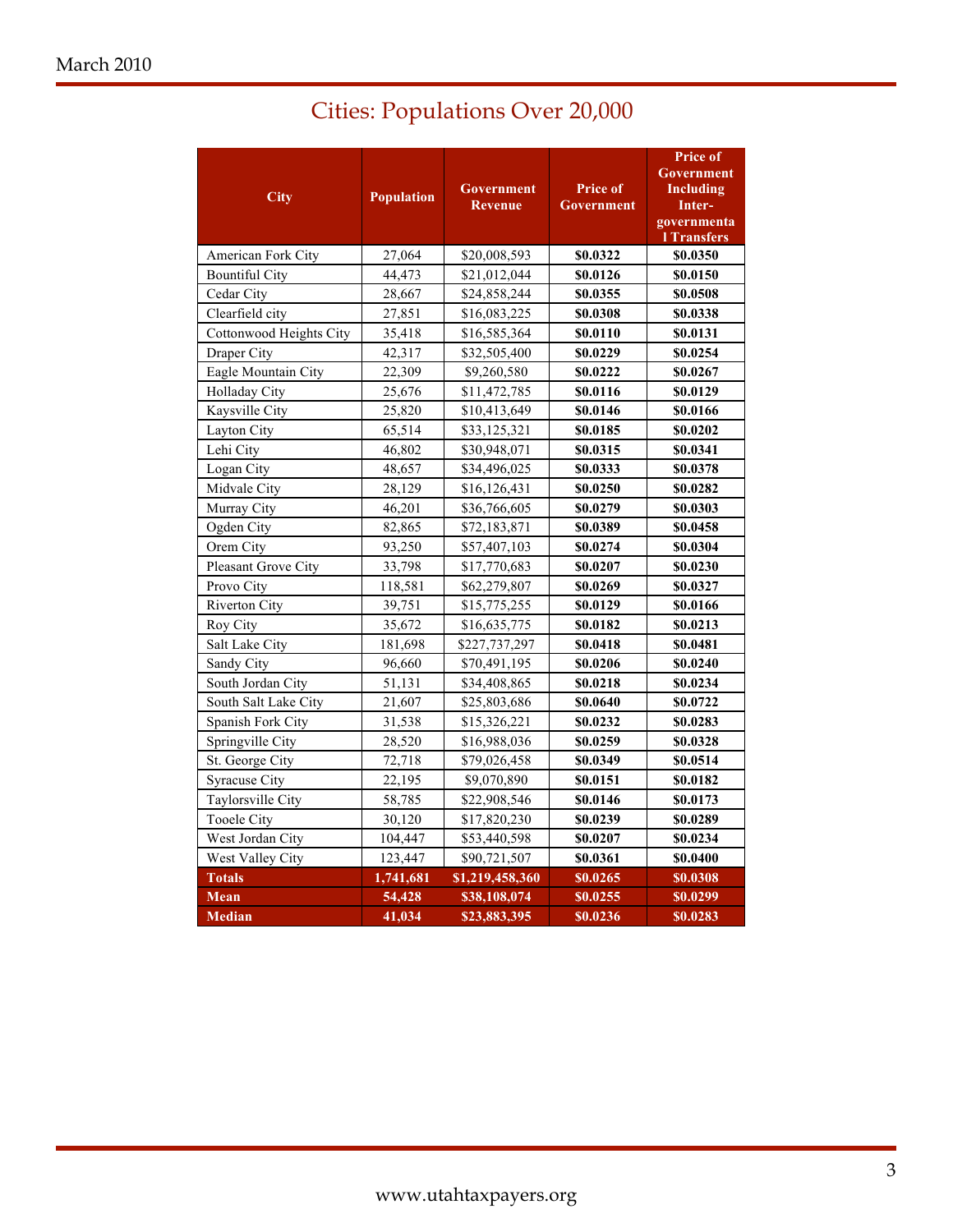## Cities: Populations Over 20,000

| City | Population | Government Revenue | Price of Government | Price of Government Including Inter-governmental Transfers |
|---|---|---|---|---|
| American Fork City | 27,064 | $20,008,593 | **$0.0322** | **$0.0350** |
| Bountiful City | 44,473 | $21,012,044 | **$0.0126** | **$0.0150** |
| Cedar City | 28,667 | $24,858,244 | **$0.0355** | **$0.0508** |
| Clearfield city | 27,851 | $16,083,225 | **$0.0308** | **$0.0338** |
| Cottonwood Heights City | 35,418 | $16,585,364 | **$0.0110** | **$0.0131** |
| Draper City | 42,317 | $32,505,400 | **$0.0229** | **$0.0254** |
| Eagle Mountain City | 22,309 | $9,260,580 | **$0.0222** | **$0.0267** |
| Holladay City | 25,676 | $11,472,785 | **$0.0116** | **$0.0129** |
| Kaysville City | 25,820 | $10,413,649 | **$0.0146** | **$0.0166** |
| Layton City | 65,514 | $33,125,321 | **$0.0185** | **$0.0202** |
| Lehi City | 46,802 | $30,948,071 | **$0.0315** | **$0.0341** |
| Logan City | 48,657 | $34,496,025 | **$0.0333** | **$0.0378** |
| Midvale City | 28,129 | $16,126,431 | **$0.0250** | **$0.0282** |
| Murray City | 46,201 | $36,766,605 | **$0.0279** | **$0.0303** |
| Ogden City | 82,865 | $72,183,871 | **$0.0389** | **$0.0458** |
| Orem City | 93,250 | $57,407,103 | **$0.0274** | **$0.0304** |
| Pleasant Grove City | 33,798 | $17,770,683 | **$0.0207** | **$0.0230** |
| Provo City | 118,581 | $62,279,807 | **$0.0269** | **$0.0327** |
| Riverton City | 39,751 | $15,775,255 | **$0.0129** | **$0.0166** |
| Roy City | 35,672 | $16,635,775 | **$0.0182** | **$0.0213** |
| Salt Lake City | 181,698 | $227,737,297 | **$0.0418** | **$0.0481** |
| Sandy City | 96,660 | $70,491,195 | **$0.0206** | **$0.0240** |
| South Jordan City | 51,131 | $34,408,865 | **$0.0218** | **$0.0234** |
| South Salt Lake City | 21,607 | $25,803,686 | **$0.0640** | **$0.0722** |
| Spanish Fork City | 31,538 | $15,326,221 | **$0.0232** | **$0.0283** |
| Springville City | 28,520 | $16,988,036 | **$0.0259** | **$0.0328** |
| St. George City | 72,718 | $79,026,458 | **$0.0349** | **$0.0514** |
| Syracuse City | 22,195 | $9,070,890 | **$0.0151** | **$0.0182** |
| Taylorsville City | 58,785 | $22,908,546 | **$0.0146** | **$0.0173** |
| Tooele City | 30,120 | $17,820,230 | **$0.0239** | **$0.0289** |
| West Jordan City | 104,447 | $53,440,598 | **$0.0207** | **$0.0234** |
| West Valley City | 123,447 | $90,721,507 | **$0.0361** | **$0.0400** |
| **Totals** | **1,741,681** | **$1,219,458,360** | **$0.0265** | **$0.0308** |
| **Mean** | **54,428** | **$38,108,074** | **$0.0255** | **$0.0299** |
| **Median** | **41,034** | **$23,883,395** | **$0.0236** | **$0.0283** |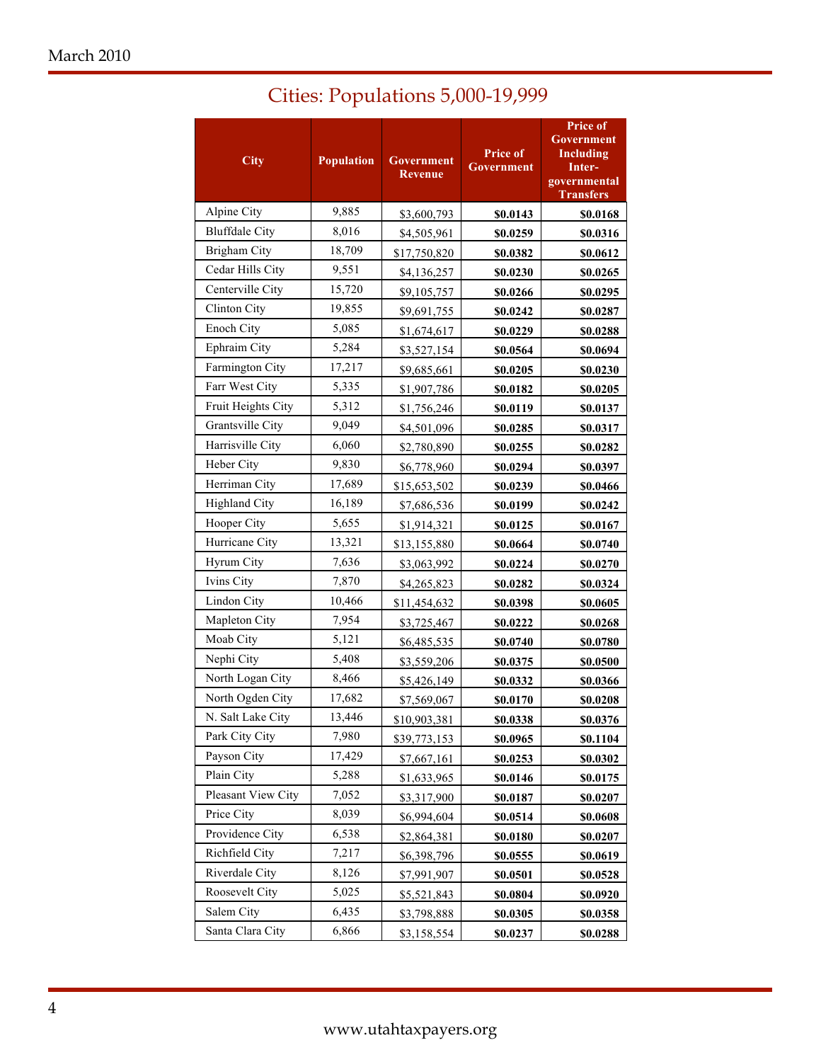## Cities: Populations 5,000-19,999

| City | Population | Government Revenue | Price of Government | Price of Government Including Inter-governmental Transfers |
|---|---|---|---|---|
| Alpine City | 9,885 | $3,600,793 | **$0.0143** | **$0.0168** |
| Bluffdale City | 8,016 | $4,505,961 | **$0.0259** | **$0.0316** |
| Brigham City | 18,709 | $17,750,820 | **$0.0382** | **$0.0612** |
| Cedar Hills City | 9,551 | $4,136,257 | **$0.0230** | **$0.0265** |
| Centerville City | 15,720 | $9,105,757 | **$0.0266** | **$0.0295** |
| Clinton City | 19,855 | $9,691,755 | **$0.0242** | **$0.0287** |
| Enoch City | 5,085 | $1,674,617 | **$0.0229** | **$0.0288** |
| Ephraim City | 5,284 | $3,527,154 | **$0.0564** | **$0.0694** |
| Farmington City | 17,217 | $9,685,661 | **$0.0205** | **$0.0230** |
| Farr West City | 5,335 | $1,907,786 | **$0.0182** | **$0.0205** |
| Fruit Heights City | 5,312 | $1,756,246 | **$0.0119** | **$0.0137** |
| Grantsville City | 9,049 | $4,501,096 | **$0.0285** | **$0.0317** |
| Harrisville City | 6,060 | $2,780,890 | **$0.0255** | **$0.0282** |
| Heber City | 9,830 | $6,778,960 | **$0.0294** | **$0.0397** |
| Herriman City | 17,689 | $15,653,502 | **$0.0239** | **$0.0466** |
| Highland City | 16,189 | $7,686,536 | **$0.0199** | **$0.0242** |
| Hooper City | 5,655 | $1,914,321 | **$0.0125** | **$0.0167** |
| Hurricane City | 13,321 | $13,155,880 | **$0.0664** | **$0.0740** |
| Hyrum City | 7,636 | $3,063,992 | **$0.0224** | **$0.0270** |
| Ivins City | 7,870 | $4,265,823 | **$0.0282** | **$0.0324** |
| Lindon City | 10,466 | $11,454,632 | **$0.0398** | **$0.0605** |
| Mapleton City | 7,954 | $3,725,467 | **$0.0222** | **$0.0268** |
| Moab City | 5,121 | $6,485,535 | **$0.0740** | **$0.0780** |
| Nephi City | 5,408 | $3,559,206 | **$0.0375** | **$0.0500** |
| North Logan City | 8,466 | $5,426,149 | **$0.0332** | **$0.0366** |
| North Ogden City | 17,682 | $7,569,067 | **$0.0170** | **$0.0208** |
| N. Salt Lake City | 13,446 | $10,903,381 | **$0.0338** | **$0.0376** |
| Park City City | 7,980 | $39,773,153 | **$0.0965** | **$0.1104** |
| Payson City | 17,429 | $7,667,161 | **$0.0253** | **$0.0302** |
| Plain City | 5,288 | $1,633,965 | **$0.0146** | **$0.0175** |
| Pleasant View City | 7,052 | $3,317,900 | **$0.0187** | **$0.0207** |
| Price City | 8,039 | $6,994,604 | **$0.0514** | **$0.0608** |
| Providence City | 6,538 | $2,864,381 | **$0.0180** | **$0.0207** |
| Richfield City | 7,217 | $6,398,796 | **$0.0555** | **$0.0619** |
| Riverdale City | 8,126 | $7,991,907 | **$0.0501** | **$0.0528** |
| Roosevelt City | 5,025 | $5,521,843 | **$0.0804** | **$0.0920** |
| Salem City | 6,435 | $3,798,888 | **$0.0305** | **$0.0358** |
| Santa Clara City | 6,866 | $3,158,554 | **$0.0237** | **$0.0288** |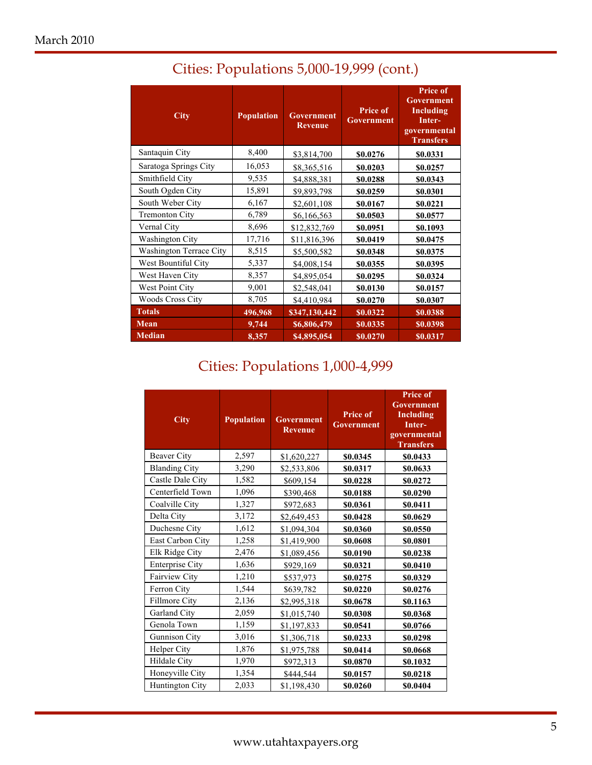## Cities: Populations 5,000-19,999 (cont.)

| City | Population | Government Revenue | Price of Government | Price of Government Including Inter-governmental Transfers |
|---|---|---|---|---|
| Santaquin City | 8,400 | $3,814,700 | **$0.0276** | **$0.0331** |
| Saratoga Springs City | 16,053 | $8,365,516 | **$0.0203** | **$0.0257** |
| Smithfield City | 9,535 | $4,888,381 | **$0.0288** | **$0.0343** |
| South Ogden City | 15,891 | $9,893,798 | **$0.0259** | **$0.0301** |
| South Weber City | 6,167 | $2,601,108 | **$0.0167** | **$0.0221** |
| Tremonton City | 6,789 | $6,166,563 | **$0.0503** | **$0.0577** |
| Vernal City | 8,696 | $12,832,769 | **$0.0951** | **$0.1093** |
| Washington City | 17,716 | $11,816,396 | **$0.0419** | **$0.0475** |
| Washington Terrace City | 8,515 | $5,500,582 | **$0.0348** | **$0.0375** |
| West Bountiful City | 5,337 | $4,008,154 | **$0.0355** | **$0.0395** |
| West Haven City | 8,357 | $4,895,054 | **$0.0295** | **$0.0324** |
| West Point City | 9,001 | $2,548,041 | **$0.0130** | **$0.0157** |
| Woods Cross City | 8,705 | $4,410,984 | **$0.0270** | **$0.0307** |
| **Totals** | **496,968** | **$347,130,442** | **$0.0322** | **$0.0388** |
| **Mean** | **9,744** | **$6,806,479** | **$0.0335** | **$0.0398** |
| **Median** | **8,357** | **$4,895,054** | **$0.0270** | **$0.0317** |

## Cities: Populations 1,000-4,999

| City | Population | Government Revenue | Price of Government | Price of Government Including Inter-governmental Transfers |
|---|---|---|---|---|
| Beaver City | 2,597 | $1,620,227 | **$0.0345** | **$0.0433** |
| Blanding City | 3,290 | $2,533,806 | **$0.0317** | **$0.0633** |
| Castle Dale City | 1,582 | $609,154 | **$0.0228** | **$0.0272** |
| Centerfield Town | 1,096 | $390,468 | **$0.0188** | **$0.0290** |
| Coalville City | 1,327 | $972,683 | **$0.0361** | **$0.0411** |
| Delta City | 3,172 | $2,649,453 | **$0.0428** | **$0.0629** |
| Duchesne City | 1,612 | $1,094,304 | **$0.0360** | **$0.0550** |
| East Carbon City | 1,258 | $1,419,900 | **$0.0608** | **$0.0801** |
| Elk Ridge City | 2,476 | $1,089,456 | **$0.0190** | **$0.0238** |
| Enterprise City | 1,636 | $929,169 | **$0.0321** | **$0.0410** |
| Fairview City | 1,210 | $537,973 | **$0.0275** | **$0.0329** |
| Ferron City | 1,544 | $639,782 | **$0.0220** | **$0.0276** |
| Fillmore City | 2,136 | $2,995,318 | **$0.0678** | **$0.1163** |
| Garland City | 2,059 | $1,015,740 | **$0.0308** | **$0.0368** |
| Genola Town | 1,159 | $1,197,833 | **$0.0541** | **$0.0766** |
| Gunnison City | 3,016 | $1,306,718 | **$0.0233** | **$0.0298** |
| Helper City | 1,876 | $1,975,788 | **$0.0414** | **$0.0668** |
| Hildale City | 1,970 | $972,313 | **$0.0870** | **$0.1032** |
| Honeyville City | 1,354 | $444,544 | **$0.0157** | **$0.0218** |
| Huntington City | 2,033 | $1,198,430 | **$0.0260** | **$0.0404** |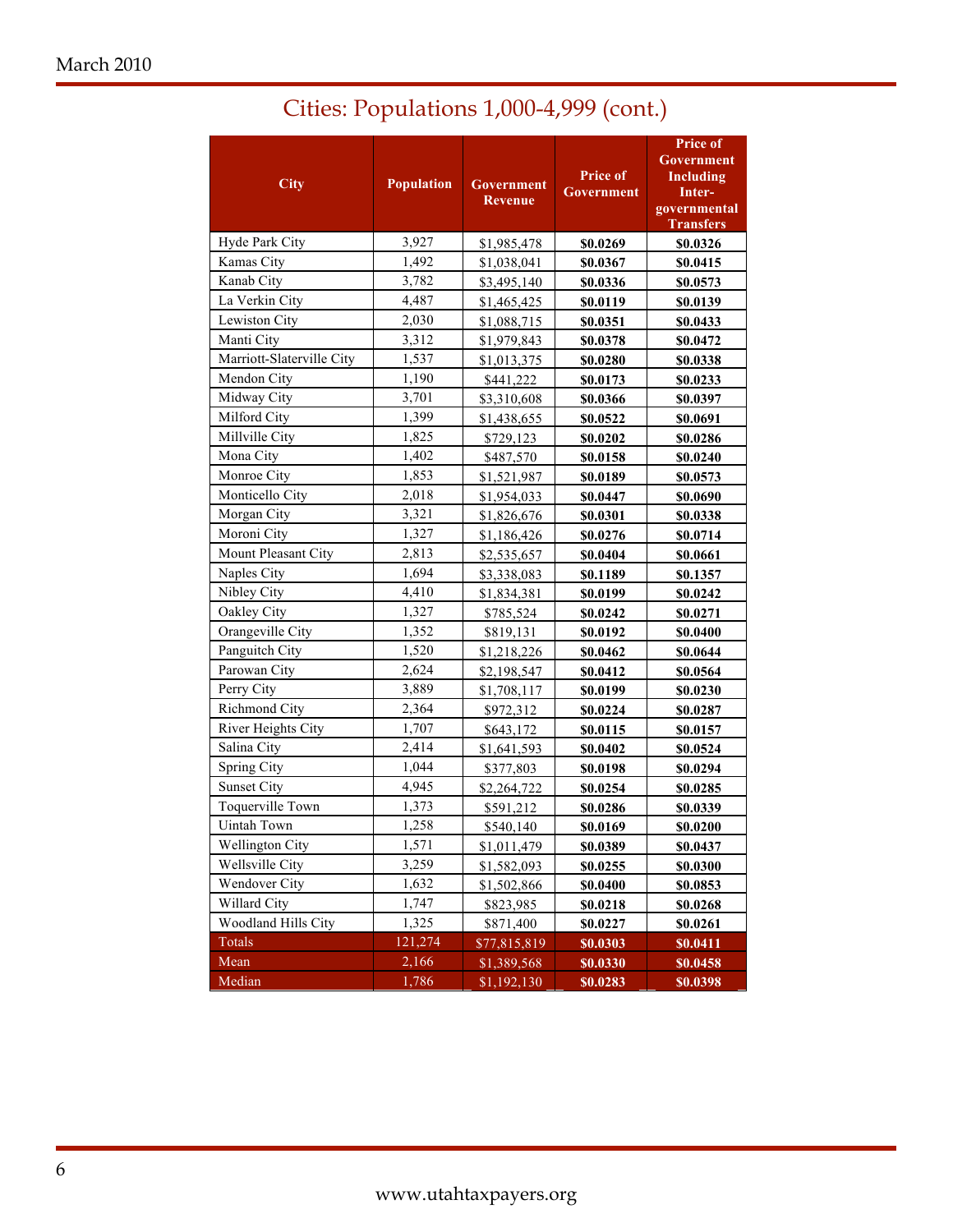# Cities: Populations 1,000-4,999 (cont.)

| City | Population | Government Revenue | Price of Government | Price of Government Including Inter-governmental Transfers |
|---|---|---|---|---|
| Hyde Park City | 3,927 | $1,985,478 | **$0.0269** | **$0.0326** |
| Kamas City | 1,492 | $1,038,041 | **$0.0367** | **$0.0415** |
| Kanab City | 3,782 | $3,495,140 | **$0.0336** | **$0.0573** |
| La Verkin City | 4,487 | $1,465,425 | **$0.0119** | **$0.0139** |
| Lewiston City | 2,030 | $1,088,715 | **$0.0351** | **$0.0433** |
| Manti City | 3,312 | $1,979,843 | **$0.0378** | **$0.0472** |
| Marriott-Slaterville City | 1,537 | $1,013,375 | **$0.0280** | **$0.0338** |
| Mendon City | 1,190 | $441,222 | **$0.0173** | **$0.0233** |
| Midway City | 3,701 | $3,310,608 | **$0.0366** | **$0.0397** |
| Milford City | 1,399 | $1,438,655 | **$0.0522** | **$0.0691** |
| Millville City | 1,825 | $729,123 | **$0.0202** | **$0.0286** |
| Mona City | 1,402 | $487,570 | **$0.0158** | **$0.0240** |
| Monroe City | 1,853 | $1,521,987 | **$0.0189** | **$0.0573** |
| Monticello City | 2,018 | $1,954,033 | **$0.0447** | **$0.0690** |
| Morgan City | 3,321 | $1,826,676 | **$0.0301** | **$0.0338** |
| Moroni City | 1,327 | $1,186,426 | **$0.0276** | **$0.0714** |
| Mount Pleasant City | 2,813 | $2,535,657 | **$0.0404** | **$0.0661** |
| Naples City | 1,694 | $3,338,083 | **$0.1189** | **$0.1357** |
| Nibley City | 4,410 | $1,834,381 | **$0.0199** | **$0.0242** |
| Oakley City | 1,327 | $785,524 | **$0.0242** | **$0.0271** |
| Orangeville City | 1,352 | $819,131 | **$0.0192** | **$0.0400** |
| Panguitch City | 1,520 | $1,218,226 | **$0.0462** | **$0.0644** |
| Parowan City | 2,624 | $2,198,547 | **$0.0412** | **$0.0564** |
| Perry City | 3,889 | $1,708,117 | **$0.0199** | **$0.0230** |
| Richmond City | 2,364 | $972,312 | **$0.0224** | **$0.0287** |
| River Heights City | 1,707 | $643,172 | **$0.0115** | **$0.0157** |
| Salina City | 2,414 | $1,641,593 | **$0.0402** | **$0.0524** |
| Spring City | 1,044 | $377,803 | **$0.0198** | **$0.0294** |
| Sunset City | 4,945 | $2,264,722 | **$0.0254** | **$0.0285** |
| Toquerville Town | 1,373 | $591,212 | **$0.0286** | **$0.0339** |
| Uintah Town | 1,258 | $540,140 | **$0.0169** | **$0.0200** |
| Wellington City | 1,571 | $1,011,479 | **$0.0389** | **$0.0437** |
| Wellsville City | 3,259 | $1,582,093 | **$0.0255** | **$0.0300** |
| Wendover City | 1,632 | $1,502,866 | **$0.0400** | **$0.0853** |
| Willard City | 1,747 | $823,985 | **$0.0218** | **$0.0268** |
| Woodland Hills City | 1,325 | $871,400 | **$0.0227** | **$0.0261** |
| Totals | 121,274 | $77,815,819 | **$0.0303** | **$0.0411** |
| Mean | 2,166 | $1,389,568 | **$0.0330** | **$0.0458** |
| Median | 1,786 | $1,192,130 | **$0.0283** | **$0.0398** |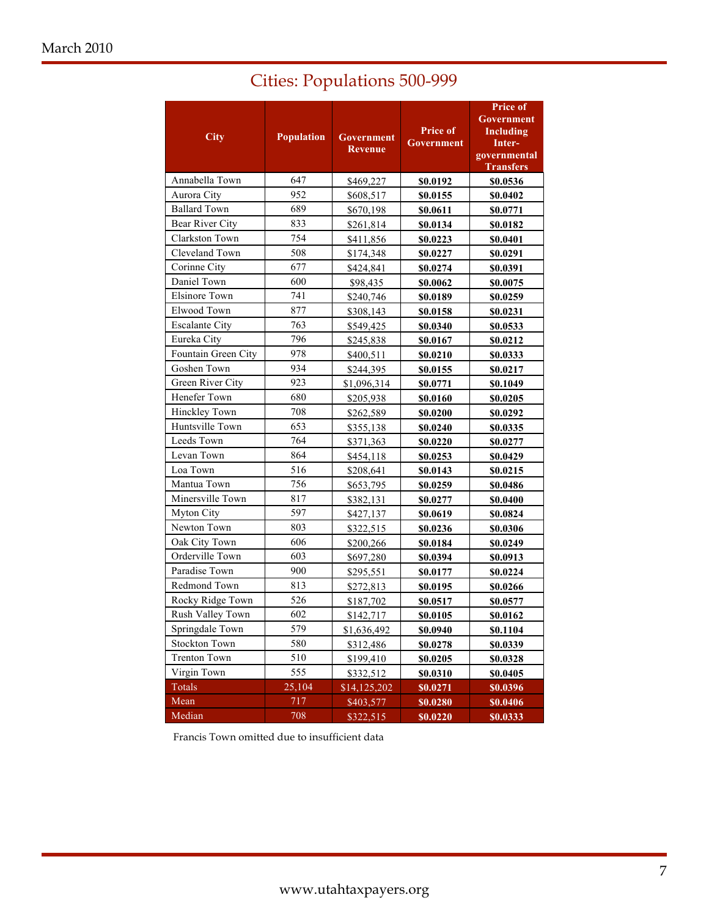## Cities: Populations 500-999

| City | Population | Government Revenue | Price of Government | Price of Government Including Inter-governmental Transfers |
|---|---|---|---|---|
| Annabella Town | 647 | $469,227 | **$0.0192** | **$0.0536** |
| Aurora City | 952 | $608,517 | **$0.0155** | **$0.0402** |
| Ballard Town | 689 | $670,198 | **$0.0611** | **$0.0771** |
| Bear River City | 833 | $261,814 | **$0.0134** | **$0.0182** |
| Clarkston Town | 754 | $411,856 | **$0.0223** | **$0.0401** |
| Cleveland Town | 508 | $174,348 | **$0.0227** | **$0.0291** |
| Corinne City | 677 | $424,841 | **$0.0274** | **$0.0391** |
| Daniel Town | 600 | $98,435 | **$0.0062** | **$0.0075** |
| Elsinore Town | 741 | $240,746 | **$0.0189** | **$0.0259** |
| Elwood Town | 877 | $308,143 | **$0.0158** | **$0.0231** |
| Escalante City | 763 | $549,425 | **$0.0340** | **$0.0533** |
| Eureka City | 796 | $245,838 | **$0.0167** | **$0.0212** |
| Fountain Green City | 978 | $400,511 | **$0.0210** | **$0.0333** |
| Goshen Town | 934 | $244,395 | **$0.0155** | **$0.0217** |
| Green River City | 923 | $1,096,314 | **$0.0771** | **$0.1049** |
| Henefer Town | 680 | $205,938 | **$0.0160** | **$0.0205** |
| Hinckley Town | 708 | $262,589 | **$0.0200** | **$0.0292** |
| Huntsville Town | 653 | $355,138 | **$0.0240** | **$0.0335** |
| Leeds Town | 764 | $371,363 | **$0.0220** | **$0.0277** |
| Levan Town | 864 | $454,118 | **$0.0253** | **$0.0429** |
| Loa Town | 516 | $208,641 | **$0.0143** | **$0.0215** |
| Mantua Town | 756 | $653,795 | **$0.0259** | **$0.0486** |
| Minersville Town | 817 | $382,131 | **$0.0277** | **$0.0400** |
| Myton City | 597 | $427,137 | **$0.0619** | **$0.0824** |
| Newton Town | 803 | $322,515 | **$0.0236** | **$0.0306** |
| Oak City Town | 606 | $200,266 | **$0.0184** | **$0.0249** |
| Orderville Town | 603 | $697,280 | **$0.0394** | **$0.0913** |
| Paradise Town | 900 | $295,551 | **$0.0177** | **$0.0224** |
| Redmond Town | 813 | $272,813 | **$0.0195** | **$0.0266** |
| Rocky Ridge Town | 526 | $187,702 | **$0.0517** | **$0.0577** |
| Rush Valley Town | 602 | $142,717 | **$0.0105** | **$0.0162** |
| Springdale Town | 579 | $1,636,492 | **$0.0940** | **$0.1104** |
| Stockton Town | 580 | $312,486 | **$0.0278** | **$0.0339** |
| Trenton Town | 510 | $199,410 | **$0.0205** | **$0.0328** |
| Virgin Town | 555 | $332,512 | **$0.0310** | **$0.0405** |
| Totals | 25,104 | $14,125,202 | **$0.0271** | **$0.0396** |
| Mean | 717 | $403,577 | **$0.0280** | **$0.0406** |
| Median | 708 | $322,515 | **$0.0220** | **$0.0333** |

Francis Town omitted due to insufficient data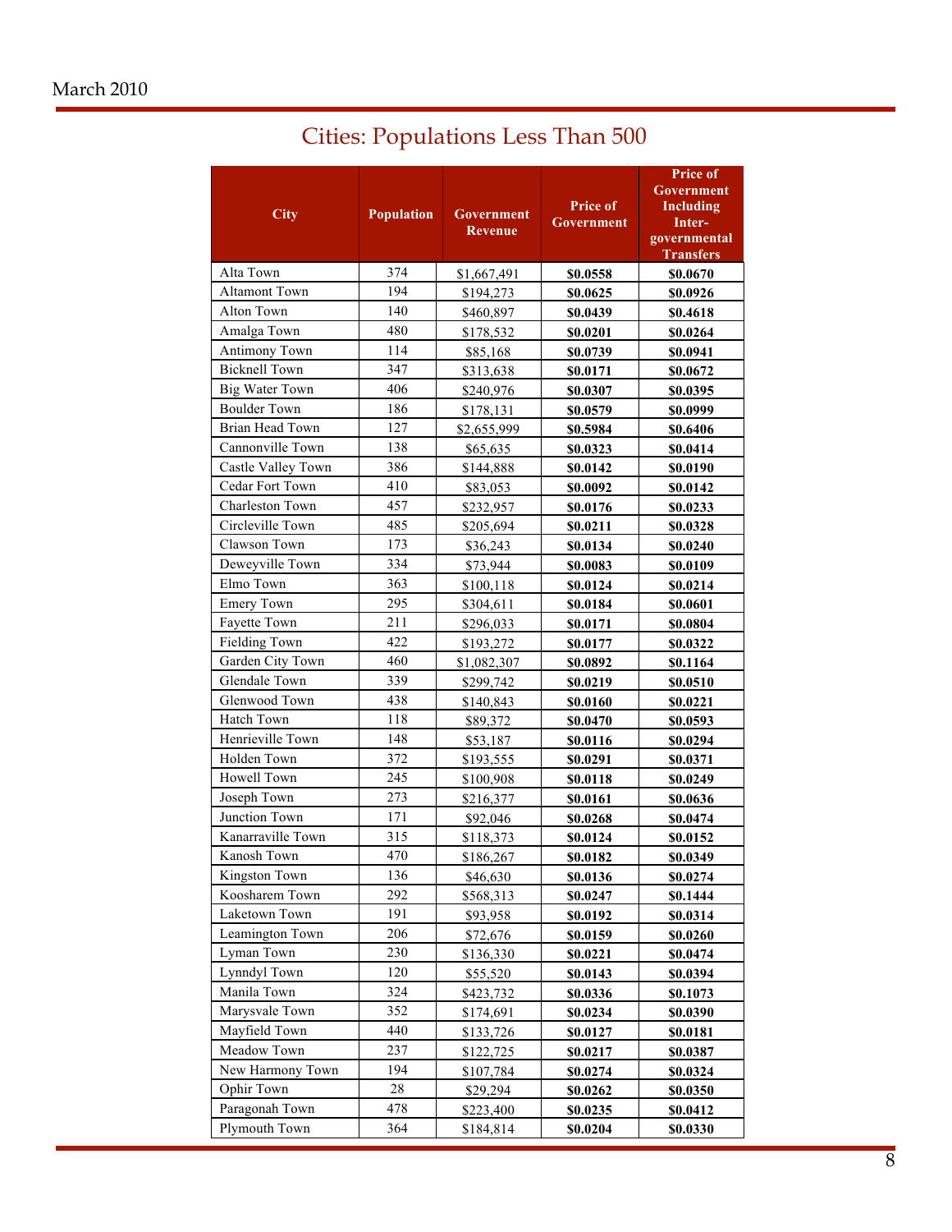## Cities: Populations Less Than 500

| City | Population | Government Revenue | Price of Government | Price of Government Including Inter-governmental Transfers |
|---|---|---|---|---|
| Alta Town | 374 | $1,667,491 | **$0.0558** | **$0.0670** |
| Altamont Town | 194 | $194,273 | **$0.0625** | **$0.0926** |
| Alton Town | 140 | $460,897 | **$0.0439** | **$0.4618** |
| Amalga Town | 480 | $178,532 | **$0.0201** | **$0.0264** |
| Antimony Town | 114 | $85,168 | **$0.0739** | **$0.0941** |
| Bicknell Town | 347 | $313,638 | **$0.0171** | **$0.0672** |
| Big Water Town | 406 | $240,976 | **$0.0307** | **$0.0395** |
| Boulder Town | 186 | $178,131 | **$0.0579** | **$0.0999** |
| Brian Head Town | 127 | $2,655,999 | **$0.5984** | **$0.6406** |
| Cannonville Town | 138 | $65,635 | **$0.0323** | **$0.0414** |
| Castle Valley Town | 386 | $144,888 | **$0.0142** | **$0.0190** |
| Cedar Fort Town | 410 | $83,053 | **$0.0092** | **$0.0142** |
| Charleston Town | 457 | $232,957 | **$0.0176** | **$0.0233** |
| Circleville Town | 485 | $205,694 | **$0.0211** | **$0.0328** |
| Clawson Town | 173 | $36,243 | **$0.0134** | **$0.0240** |
| Deweyville Town | 334 | $73,944 | **$0.0083** | **$0.0109** |
| Elmo Town | 363 | $100,118 | **$0.0124** | **$0.0214** |
| Emery Town | 295 | $304,611 | **$0.0184** | **$0.0601** |
| Fayette Town | 211 | $296,033 | **$0.0171** | **$0.0804** |
| Fielding Town | 422 | $193,272 | **$0.0177** | **$0.0322** |
| Garden City Town | 460 | $1,082,307 | **$0.0892** | **$0.1164** |
| Glendale Town | 339 | $299,742 | **$0.0219** | **$0.0510** |
| Glenwood Town | 438 | $140,843 | **$0.0160** | **$0.0221** |
| Hatch Town | 118 | $89,372 | **$0.0470** | **$0.0593** |
| Henrieville Town | 148 | $53,187 | **$0.0116** | **$0.0294** |
| Holden Town | 372 | $193,555 | **$0.0291** | **$0.0371** |
| Howell Town | 245 | $100,908 | **$0.0118** | **$0.0249** |
| Joseph Town | 273 | $216,377 | **$0.0161** | **$0.0636** |
| Junction Town | 171 | $92,046 | **$0.0268** | **$0.0474** |
| Kanarraville Town | 315 | $118,373 | **$0.0124** | **$0.0152** |
| Kanosh Town | 470 | $186,267 | **$0.0182** | **$0.0349** |
| Kingston Town | 136 | $46,630 | **$0.0136** | **$0.0274** |
| Koosharem Town | 292 | $568,313 | **$0.0247** | **$0.1444** |
| Laketown Town | 191 | $93,958 | **$0.0192** | **$0.0314** |
| Leamington Town | 206 | $72,676 | **$0.0159** | **$0.0260** |
| Lyman Town | 230 | $136,330 | **$0.0221** | **$0.0474** |
| Lynndyl Town | 120 | $55,520 | **$0.0143** | **$0.0394** |
| Manila Town | 324 | $423,732 | **$0.0336** | **$0.1073** |
| Marysvale Town | 352 | $174,691 | **$0.0234** | **$0.0390** |
| Mayfield Town | 440 | $133,726 | **$0.0127** | **$0.0181** |
| Meadow Town | 237 | $122,725 | **$0.0217** | **$0.0387** |
| New Harmony Town | 194 | $107,784 | **$0.0274** | **$0.0324** |
| Ophir Town | 28 | $29,294 | **$0.0262** | **$0.0350** |
| Paragonah Town | 478 | $223,400 | **$0.0235** | **$0.0412** |
| Plymouth Town | 364 | $184,814 | **$0.0204** | **$0.0330** |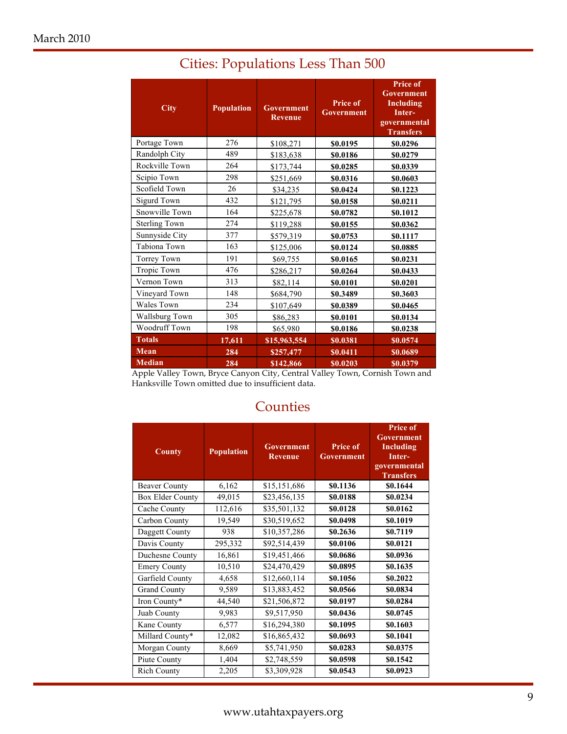## Cities: Populations Less Than 500

| City | Population | Government Revenue | Price of Government | Price of Government Including Inter-governmental Transfers |
|---|---|---|---|---|
| Portage Town | 276 | $108,271 | **$0.0195** | **$0.0296** |
| Randolph City | 489 | $183,638 | **$0.0186** | **$0.0279** |
| Rockville Town | 264 | $173,744 | **$0.0285** | **$0.0339** |
| Scipio Town | 298 | $251,669 | **$0.0316** | **$0.0603** |
| Scofield Town | 26 | $34,235 | **$0.0424** | **$0.1223** |
| Sigurd Town | 432 | $121,795 | **$0.0158** | **$0.0211** |
| Snowville Town | 164 | $225,678 | **$0.0782** | **$0.1012** |
| Sterling Town | 274 | $119,288 | **$0.0155** | **$0.0362** |
| Sunnyside City | 377 | $579,319 | **$0.0753** | **$0.1117** |
| Tabiona Town | 163 | $125,006 | **$0.0124** | **$0.0885** |
| Torrey Town | 191 | $69,755 | **$0.0165** | **$0.0231** |
| Tropic Town | 476 | $286,217 | **$0.0264** | **$0.0433** |
| Vernon Town | 313 | $82,114 | **$0.0101** | **$0.0201** |
| Vineyard Town | 148 | $684,790 | **$0.3489** | **$0.3603** |
| Wales Town | 234 | $107,649 | **$0.0389** | **$0.0465** |
| Wallsburg Town | 305 | $86,283 | **$0.0101** | **$0.0134** |
| Woodruff Town | 198 | $65,980 | **$0.0186** | **$0.0238** |
| **Totals** | **17,611** | **$15,963,554** | **$0.0381** | **$0.0574** |
| **Mean** | **284** | **$257,477** | **$0.0411** | **$0.0689** |
| **Median** | **284** | **$142,866** | **$0.0203** | **$0.0379** |

Apple Valley Town, Bryce Canyon City, Central Valley Town, Cornish Town and Hanksville Town omitted due to insufficient data.

## Counties

| County | Population | Government Revenue | Price of Government | Price of Government Including Inter-governmental Transfers |
|---|---|---|---|---|
| Beaver County | 6,162 | $15,151,686 | **$0.1136** | **$0.1644** |
| Box Elder County | 49,015 | $23,456,135 | **$0.0188** | **$0.0234** |
| Cache County | 112,616 | $35,501,132 | **$0.0128** | **$0.0162** |
| Carbon County | 19,549 | $30,519,652 | **$0.0498** | **$0.1019** |
| Daggett County | 938 | $10,357,286 | **$0.2636** | **$0.7119** |
| Davis County | 295,332 | $92,514,439 | **$0.0106** | **$0.0121** |
| Duchesne County | 16,861 | $19,451,466 | **$0.0686** | **$0.0936** |
| Emery County | 10,510 | $24,470,429 | **$0.0895** | **$0.1635** |
| Garfield County | 4,658 | $12,660,114 | **$0.1056** | **$0.2022** |
| Grand County | 9,589 | $13,883,452 | **$0.0566** | **$0.0834** |
| Iron County* | 44,540 | $21,506,872 | **$0.0197** | **$0.0284** |
| Juab County | 9,983 | $9,517,950 | **$0.0436** | **$0.0745** |
| Kane County | 6,577 | $16,294,380 | **$0.1095** | **$0.1603** |
| Millard County* | 12,082 | $16,865,432 | **$0.0693** | **$0.1041** |
| Morgan County | 8,669 | $5,741,950 | **$0.0283** | **$0.0375** |
| Piute County | 1,404 | $2,748,559 | **$0.0598** | **$0.1542** |
| Rich County | 2,205 | $3,309,928 | **$0.0543** | **$0.0923** |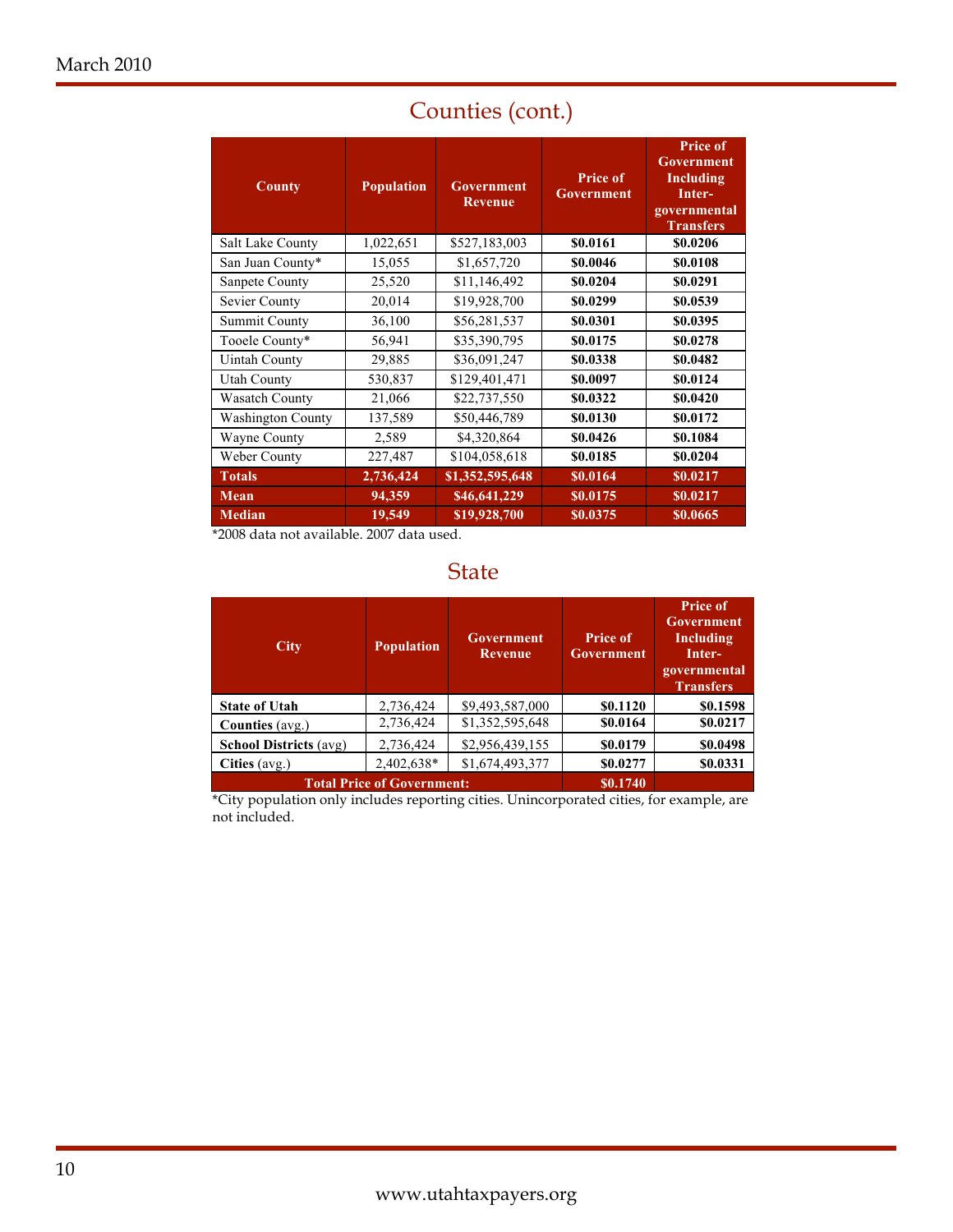## Counties (cont.)

| County | Population | Government Revenue | Price of Government | Price of Government Including Inter-governmental Transfers |
|---|---|---|---|---|
| Salt Lake County | 1,022,651 | $527,183,003 | **$0.0161** | **$0.0206** |
| San Juan County* | 15,055 | $1,657,720 | **$0.0046** | **$0.0108** |
| Sanpete County | 25,520 | $11,146,492 | **$0.0204** | **$0.0291** |
| Sevier County | 20,014 | $19,928,700 | **$0.0299** | **$0.0539** |
| Summit County | 36,100 | $56,281,537 | **$0.0301** | **$0.0395** |
| Tooele County* | 56,941 | $35,390,795 | **$0.0175** | **$0.0278** |
| Uintah County | 29,885 | $36,091,247 | **$0.0338** | **$0.0482** |
| Utah County | 530,837 | $129,401,471 | **$0.0097** | **$0.0124** |
| Wasatch County | 21,066 | $22,737,550 | **$0.0322** | **$0.0420** |
| Washington County | 137,589 | $50,446,789 | **$0.0130** | **$0.0172** |
| Wayne County | 2,589 | $4,320,864 | **$0.0426** | **$0.1084** |
| Weber County | 227,487 | $104,058,618 | **$0.0185** | **$0.0204** |
| **Totals** | **2,736,424** | **$1,352,595,648** | **$0.0164** | **$0.0217** |
| **Mean** | **94,359** | **$46,641,229** | **$0.0175** | **$0.0217** |
| **Median** | **19,549** | **$19,928,700** | **$0.0375** | **$0.0665** |

*2008 data not available. 2007 data used.

## State

| City | Population | Government Revenue | Price of Government | Price of Government Including Inter-governmental Transfers |
|---|---|---|---|---|
| **State of Utah** | 2,736,424 | $9,493,587,000 | **$0.1120** | **$0.1598** |
| **Counties** (avg.) | 2,736,424 | $1,352,595,648 | **$0.0164** | **$0.0217** |
| **School Districts** (avg) | 2,736,424 | $2,956,439,155 | **$0.0179** | **$0.0498** |
| **Cities** (avg.) | 2,402,638* | $1,674,493,377 | **$0.0277** | **$0.0331** |
| **Total Price of Government:** | | | **$0.1740** | |

*City population only includes reporting cities. Unincorporated cities, for example, are not included.

www.utahtaxpayers.org